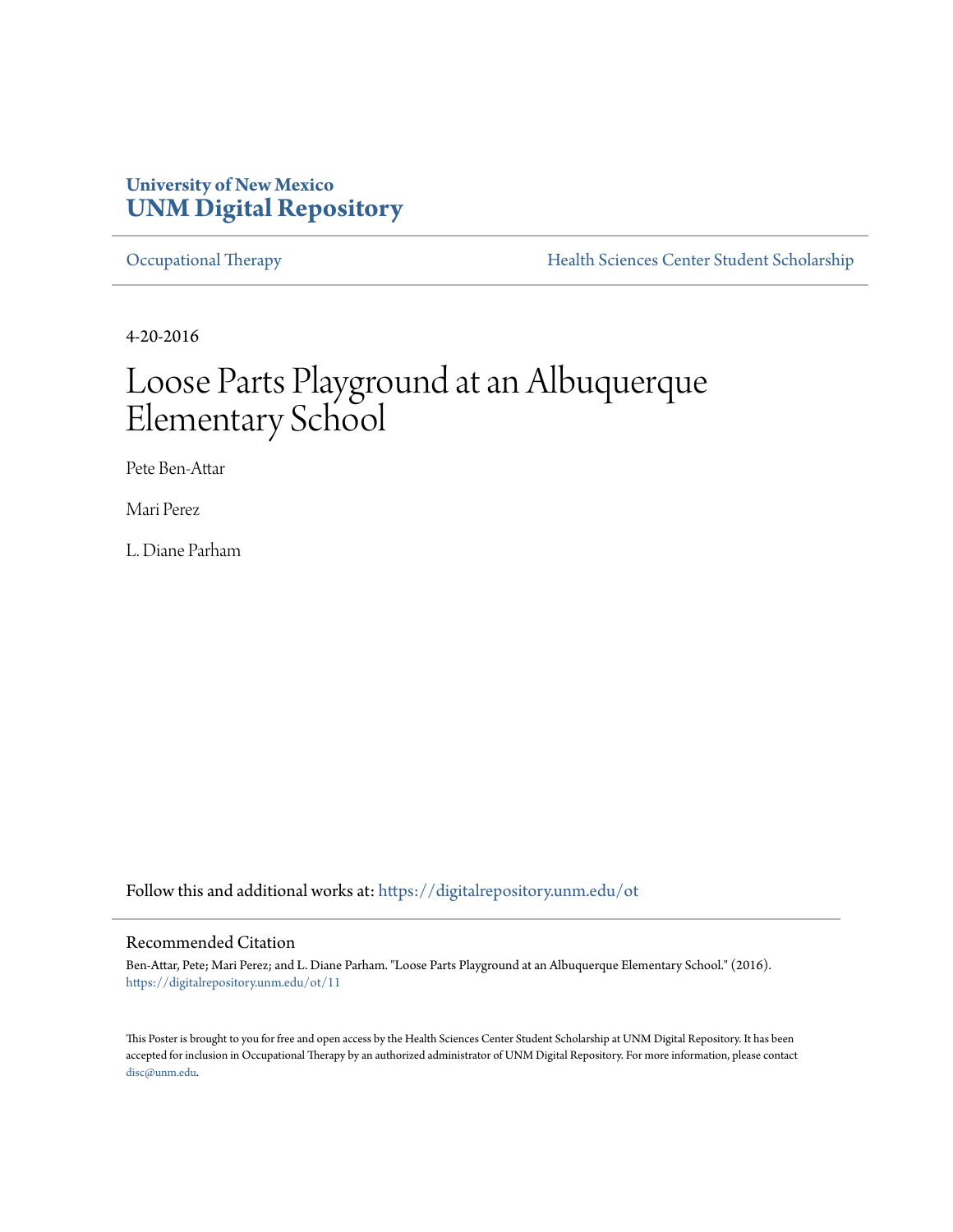University of New Mexico
**UNM Digital Repository**

Occupational Therapy | Health Sciences Center Student Scholarship

---

4-20-2016

# Loose Parts Playground at an Albuquerque Elementary School

Pete Ben-Attar

Mari Perez

L. Diane Parham

Follow this and additional works at: https://digitalrepository.unm.edu/ot

## Recommended Citation

Ben-Attar, Pete; Mari Perez; and L. Diane Parham. "Loose Parts Playground at an Albuquerque Elementary School." (2016). https://digitalrepository.unm.edu/ot/11

This Poster is brought to you for free and open access by the Health Sciences Center Student Scholarship at UNM Digital Repository. It has been accepted for inclusion in Occupational Therapy by an authorized administrator of UNM Digital Repository. For more information, please contact disc@unm.edu.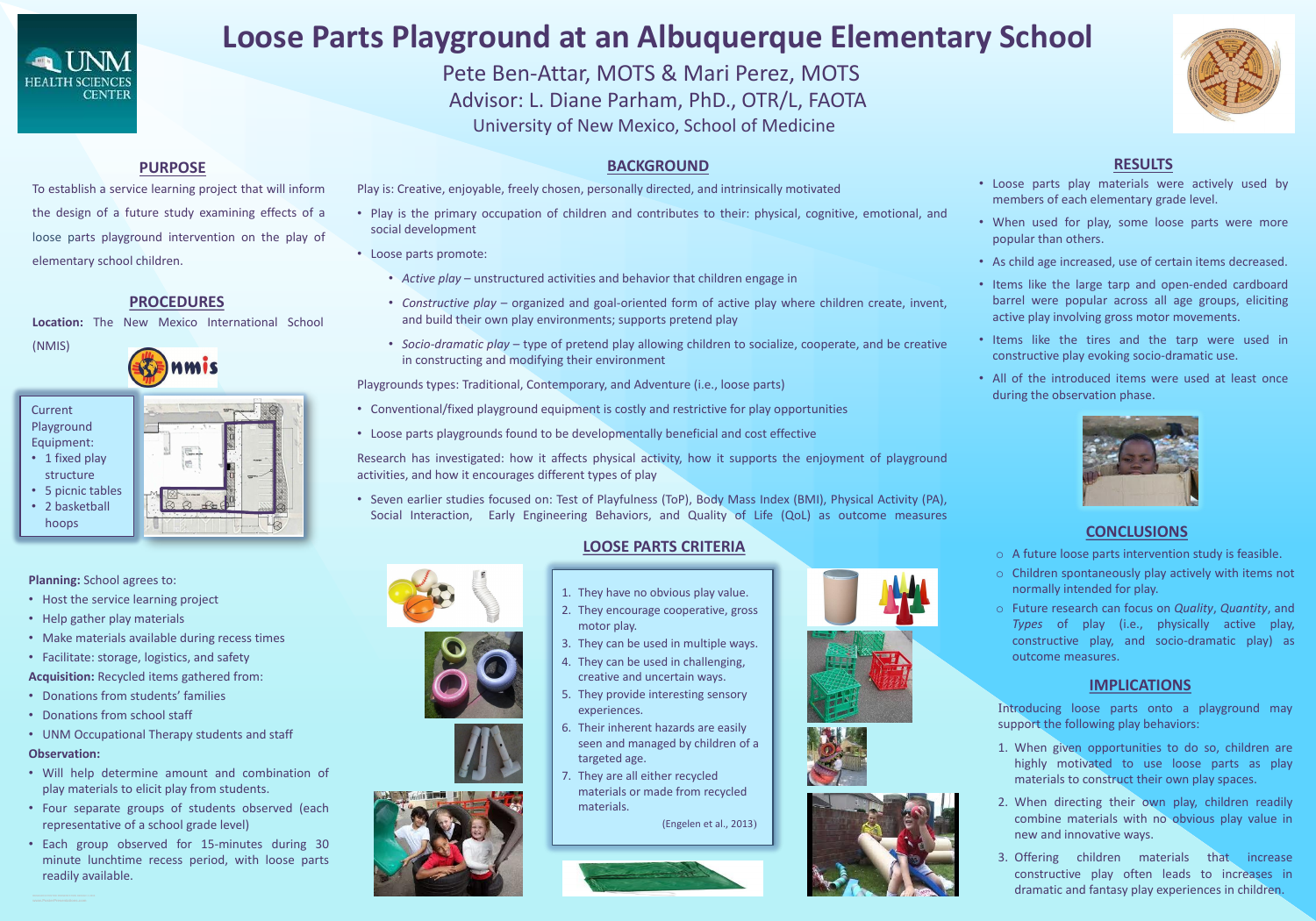# Loose Parts Playground at an Albuquerque Elementary School

Pete Ben-Attar, MOTS & Mari Perez, MOTS

Advisor: L. Diane Parham, PhD., OTR/L, FAOTA

University of New Mexico, School of Medicine

## PURPOSE

To establish a service learning project that will inform the design of a future study examining effects of a loose parts playground intervention on the play of elementary school children.

## PROCEDURES

**Location:** The New Mexico International School (NMIS)

Current Playground Equipment:

- 1 fixed play structure
- 5 picnic tables
- 2 basketball hoops

**Planning:** School agrees to:

- Host the service learning project
- Help gather play materials
- Make materials available during recess times
- Facilitate: storage, logistics, and safety

**Acquisition:** Recycled items gathered from:

- Donations from students' families
- Donations from school staff
- UNM Occupational Therapy students and staff

**Observation:**

- Will help determine amount and combination of play materials to elicit play from students.
- Four separate groups of students observed (each representative of a school grade level)
- Each group observed for 15-minutes during 30 minute lunchtime recess period, with loose parts readily available.

## BACKGROUND

Play is: Creative, enjoyable, freely chosen, personally directed, and intrinsically motivated

- Play is the primary occupation of children and contributes to their: physical, cognitive, emotional, and social development
- Loose parts promote:
  - *Active play* – unstructured activities and behavior that children engage in
  - *Constructive play* – organized and goal-oriented form of active play where children create, invent, and build their own play environments; supports pretend play
  - *Socio-dramatic play* – type of pretend play allowing children to socialize, cooperate, and be creative in constructing and modifying their environment

Playgrounds types: Traditional, Contemporary, and Adventure (i.e., loose parts)

- Conventional/fixed playground equipment is costly and restrictive for play opportunities
- Loose parts playgrounds found to be developmentally beneficial and cost effective

Research has investigated: how it affects physical activity, how it supports the enjoyment of playground activities, and how it encourages different types of play

- Seven earlier studies focused on: Test of Playfulness (ToP), Body Mass Index (BMI), Physical Activity (PA), Social Interaction, Early Engineering Behaviors, and Quality of Life (QoL) as outcome measures

## LOOSE PARTS CRITERIA

1. They have no obvious play value.
2. They encourage cooperative, gross motor play.
3. They can be used in multiple ways.
4. They can be used in challenging, creative and uncertain ways.
5. They provide interesting sensory experiences.
6. Their inherent hazards are easily seen and managed by children of a targeted age.
7. They are all either recycled materials or made from recycled materials.

(Engelen et al., 2013)

## RESULTS

- Loose parts play materials were actively used by members of each elementary grade level.
- When used for play, some loose parts were more popular than others.
- As child age increased, use of certain items decreased.
- Items like the large tarp and open-ended cardboard barrel were popular across all age groups, eliciting active play involving gross motor movements.
- Items like the tires and the tarp were used in constructive play evoking socio-dramatic use.
- All of the introduced items were used at least once during the observation phase.

## CONCLUSIONS

- A future loose parts intervention study is feasible.
- Children spontaneously play actively with items not normally intended for play.
- Future research can focus on *Quality*, *Quantity*, and *Types* of play (i.e., physically active play, constructive play, and socio-dramatic play) as outcome measures.

## IMPLICATIONS

Introducing loose parts onto a playground may support the following play behaviors:

1. When given opportunities to do so, children are highly motivated to use loose parts as play materials to construct their own play spaces.
2. When directing their own play, children readily combine materials with no obvious play value in new and innovative ways.
3. Offering children materials that increase constructive play often leads to increases in dramatic and fantasy play experiences in children.